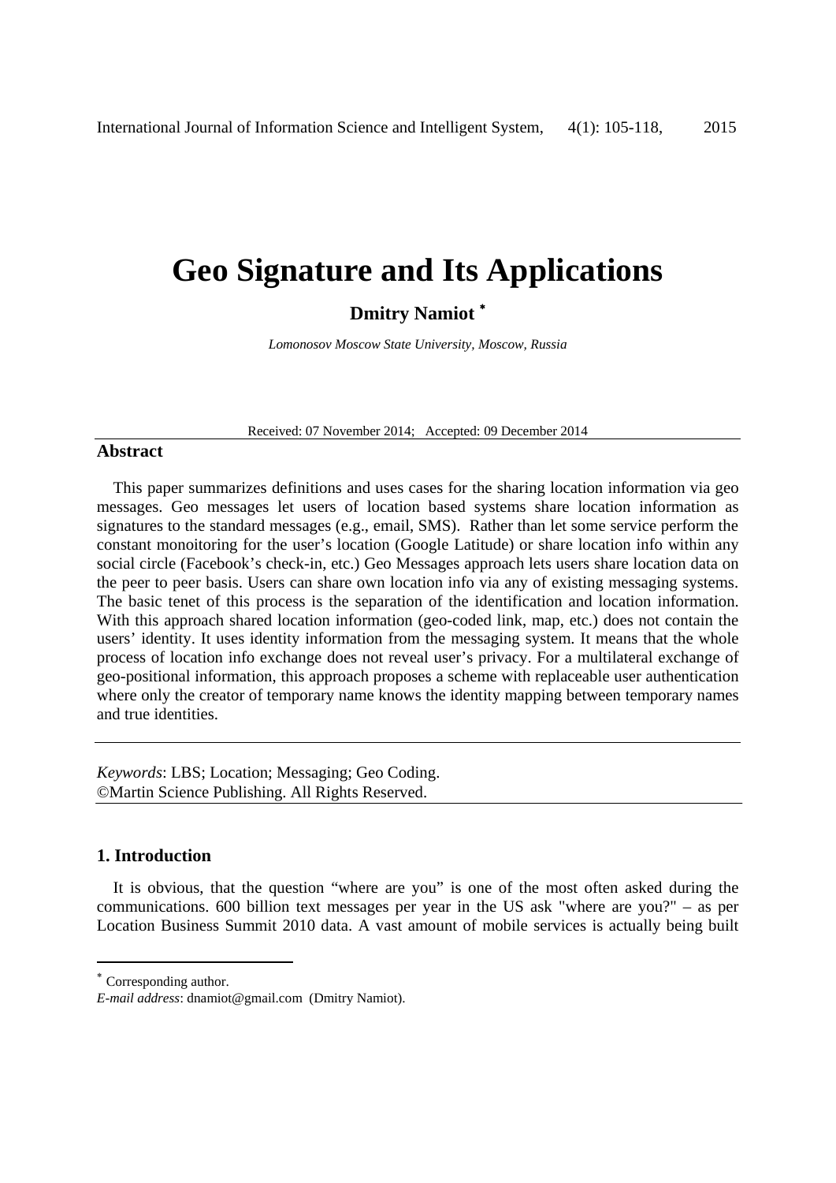# Geo Signature and Its Applications

**Dmitry Namiot** [*]

*Lomonosov Moscow State University, Moscow, Russia*

Received: 07 November 2014; Accepted: 09 December 2014

## Abstract

This paper summarizes definitions and uses cases for the sharing location information via geo messages. Geo messages let users of location based systems share location information as signatures to the standard messages (e.g., email, SMS). Rather than let some service perform the constant monoitoring for the user's location (Google Latitude) or share location info within any social circle (Facebook's check-in, etc.) Geo Messages approach lets users share location data on the peer to peer basis. Users can share own location info via any of existing messaging systems. The basic tenet of this process is the separation of the identification and location information. With this approach shared location information (geo-coded link, map, etc.) does not contain the users' identity. It uses identity information from the messaging system. It means that the whole process of location info exchange does not reveal user's privacy. For a multilateral exchange of geo-positional information, this approach proposes a scheme with replaceable user authentication where only the creator of temporary name knows the identity mapping between temporary names and true identities.

*Keywords*: LBS; Location; Messaging; Geo Coding.
©Martin Science Publishing. All Rights Reserved.

## 1. Introduction

It is obvious, that the question "where are you" is one of the most often asked during the communications. 600 billion text messages per year in the US ask "where are you?" – as per Location Business Summit 2010 data. A vast amount of mobile services is actually being built

[*] Corresponding author.
*E-mail address*: dnamiot@gmail.com (Dmitry Namiot).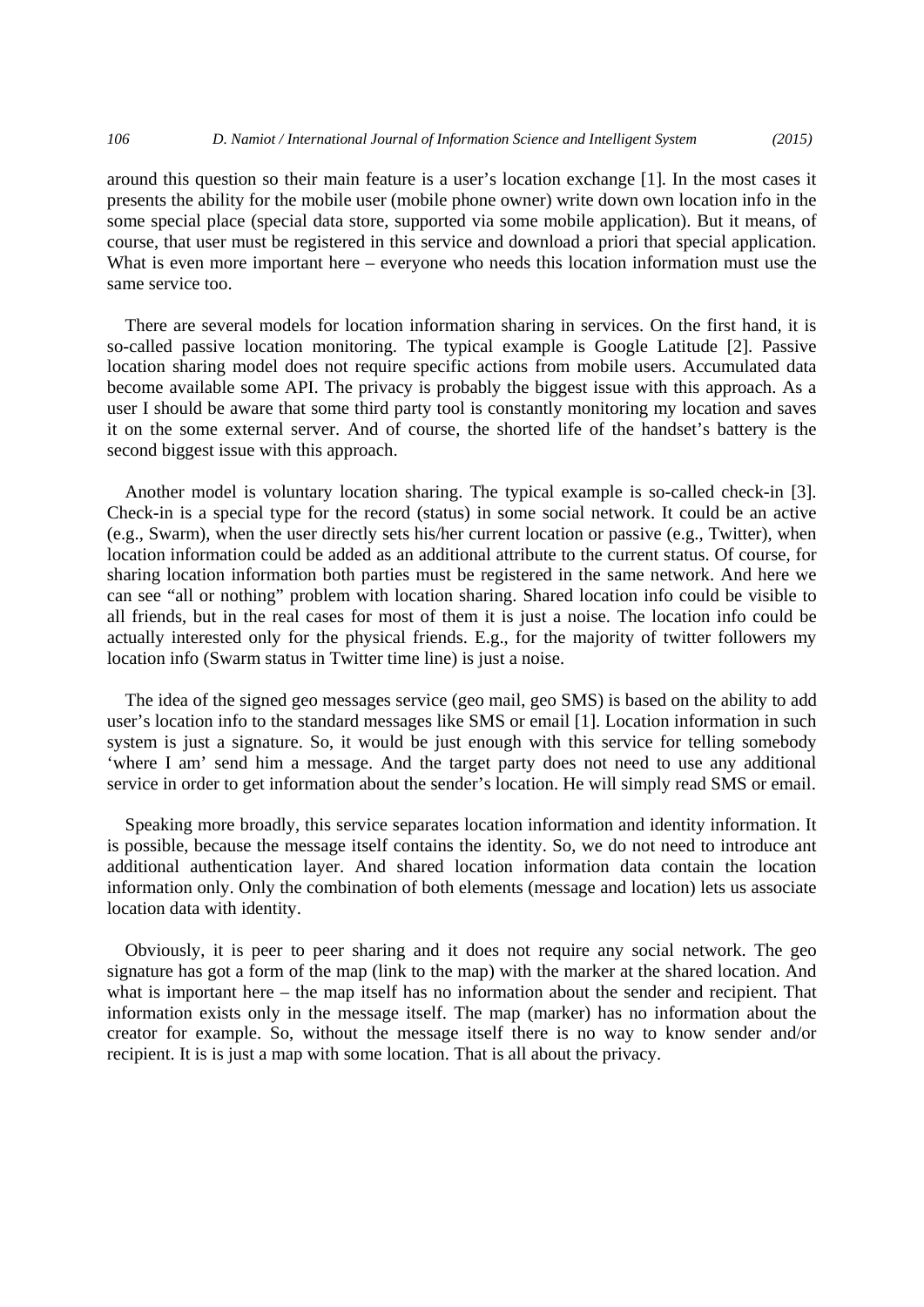around this question so their main feature is a user's location exchange [1]. In the most cases it presents the ability for the mobile user (mobile phone owner) write down own location info in the some special place (special data store, supported via some mobile application). But it means, of course, that user must be registered in this service and download a priori that special application. What is even more important here – everyone who needs this location information must use the same service too.

There are several models for location information sharing in services. On the first hand, it is so-called passive location monitoring. The typical example is Google Latitude [2]. Passive location sharing model does not require specific actions from mobile users. Accumulated data become available some API. The privacy is probably the biggest issue with this approach. As a user I should be aware that some third party tool is constantly monitoring my location and saves it on the some external server. And of course, the shorted life of the handset's battery is the second biggest issue with this approach.

Another model is voluntary location sharing. The typical example is so-called check-in [3]. Check-in is a special type for the record (status) in some social network. It could be an active (e.g., Swarm), when the user directly sets his/her current location or passive (e.g., Twitter), when location information could be added as an additional attribute to the current status. Of course, for sharing location information both parties must be registered in the same network. And here we can see "all or nothing" problem with location sharing. Shared location info could be visible to all friends, but in the real cases for most of them it is just a noise. The location info could be actually interested only for the physical friends. E.g., for the majority of twitter followers my location info (Swarm status in Twitter time line) is just a noise.

The idea of the signed geo messages service (geo mail, geo SMS) is based on the ability to add user's location info to the standard messages like SMS or email [1]. Location information in such system is just a signature. So, it would be just enough with this service for telling somebody 'where I am' send him a message. And the target party does not need to use any additional service in order to get information about the sender's location. He will simply read SMS or email.

Speaking more broadly, this service separates location information and identity information. It is possible, because the message itself contains the identity. So, we do not need to introduce ant additional authentication layer. And shared location information data contain the location information only. Only the combination of both elements (message and location) lets us associate location data with identity.

Obviously, it is peer to peer sharing and it does not require any social network. The geo signature has got a form of the map (link to the map) with the marker at the shared location. And what is important here – the map itself has no information about the sender and recipient. That information exists only in the message itself. The map (marker) has no information about the creator for example. So, without the message itself there is no way to know sender and/or recipient. It is is just a map with some location. That is all about the privacy.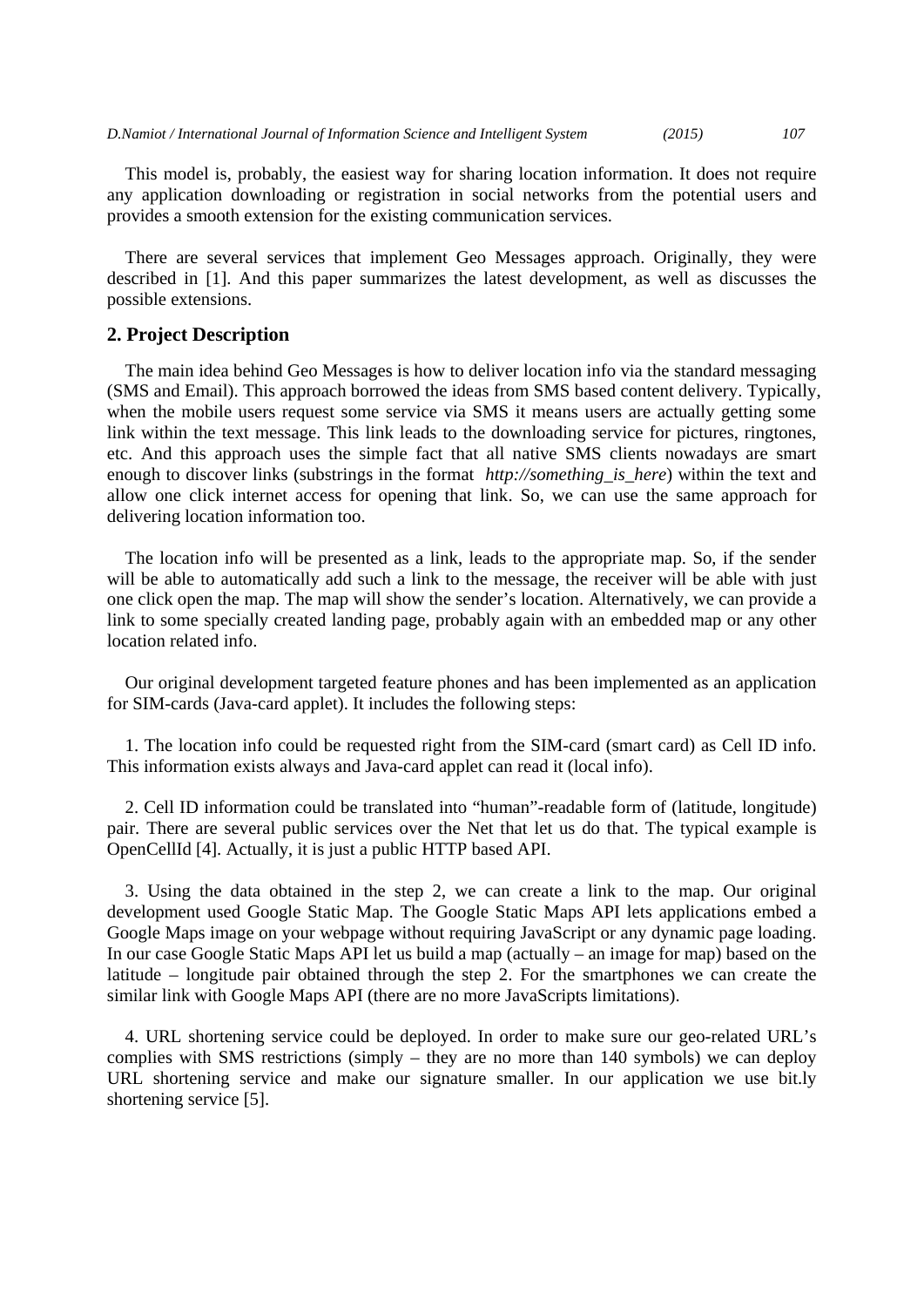This model is, probably, the easiest way for sharing location information. It does not require any application downloading or registration in social networks from the potential users and provides a smooth extension for the existing communication services.

There are several services that implement Geo Messages approach. Originally, they were described in [1]. And this paper summarizes the latest development, as well as discusses the possible extensions.

## 2. Project Description

The main idea behind Geo Messages is how to deliver location info via the standard messaging (SMS and Email). This approach borrowed the ideas from SMS based content delivery. Typically, when the mobile users request some service via SMS it means users are actually getting some link within the text message. This link leads to the downloading service for pictures, ringtones, etc. And this approach uses the simple fact that all native SMS clients nowadays are smart enough to discover links (substrings in the format *http://something_is_here*) within the text and allow one click internet access for opening that link. So, we can use the same approach for delivering location information too.

The location info will be presented as a link, leads to the appropriate map. So, if the sender will be able to automatically add such a link to the message, the receiver will be able with just one click open the map. The map will show the sender's location. Alternatively, we can provide a link to some specially created landing page, probably again with an embedded map or any other location related info.

Our original development targeted feature phones and has been implemented as an application for SIM-cards (Java-card applet). It includes the following steps:

1. The location info could be requested right from the SIM-card (smart card) as Cell ID info. This information exists always and Java-card applet can read it (local info).

2. Cell ID information could be translated into "human"-readable form of (latitude, longitude) pair. There are several public services over the Net that let us do that. The typical example is OpenCellId [4]. Actually, it is just a public HTTP based API.

3. Using the data obtained in the step 2, we can create a link to the map. Our original development used Google Static Map. The Google Static Maps API lets applications embed a Google Maps image on your webpage without requiring JavaScript or any dynamic page loading. In our case Google Static Maps API let us build a map (actually – an image for map) based on the latitude – longitude pair obtained through the step 2. For the smartphones we can create the similar link with Google Maps API (there are no more JavaScripts limitations).

4. URL shortening service could be deployed. In order to make sure our geo-related URL's complies with SMS restrictions (simply – they are no more than 140 symbols) we can deploy URL shortening service and make our signature smaller. In our application we use bit.ly shortening service [5].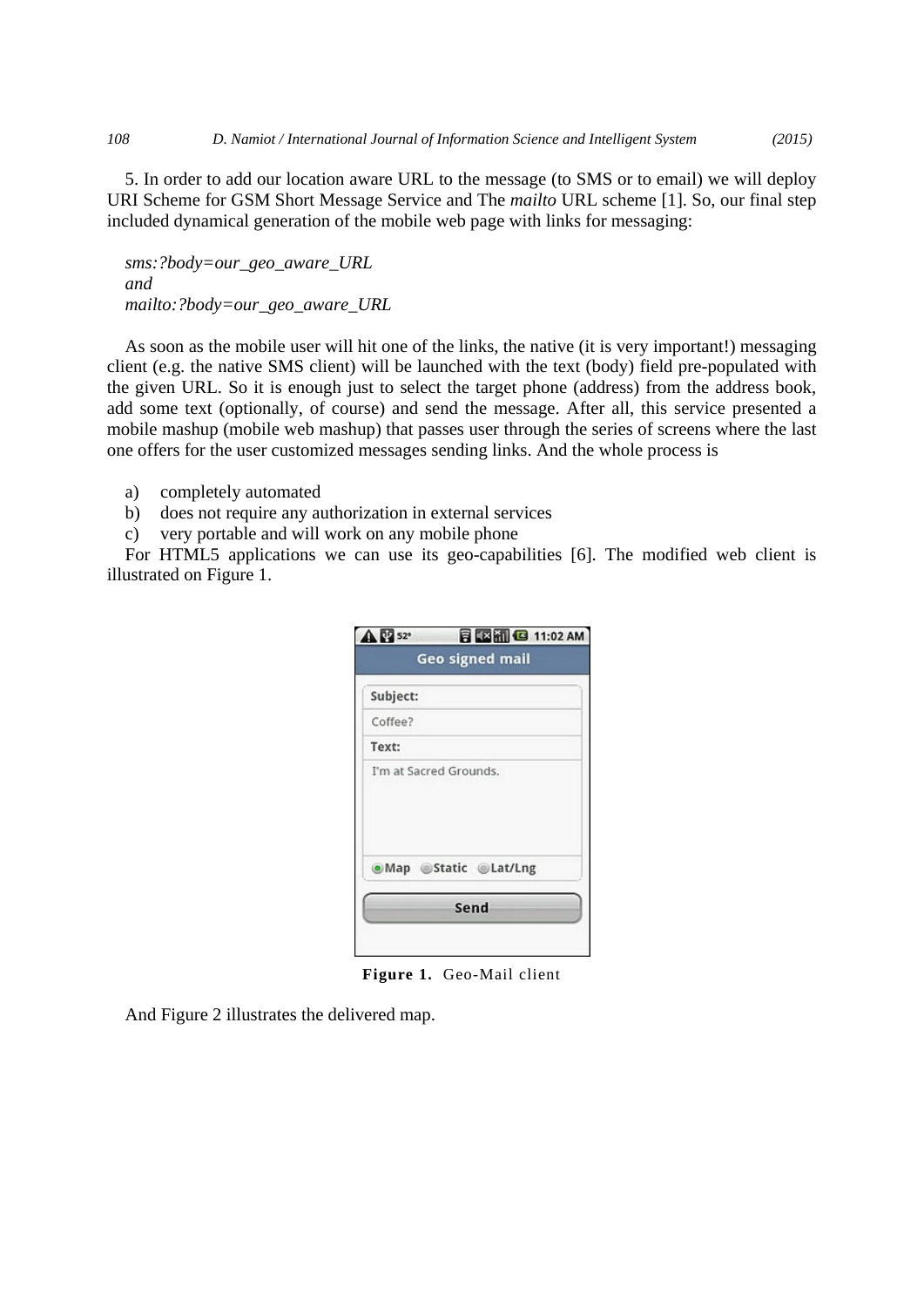5. In order to add our location aware URL to the message (to SMS or to email) we will deploy URI Scheme for GSM Short Message Service and The *mailto* URL scheme [1]. So, our final step included dynamical generation of the mobile web page with links for messaging:

*sms:?body=our_geo_aware_URL*
*and*
*mailto:?body=our_geo_aware_URL*

As soon as the mobile user will hit one of the links, the native (it is very important!) messaging client (e.g. the native SMS client) will be launched with the text (body) field pre-populated with the given URL. So it is enough just to select the target phone (address) from the address book, add some text (optionally, of course) and send the message. After all, this service presented a mobile mashup (mobile web mashup) that passes user through the series of screens where the last one offers for the user customized messages sending links. And the whole process is

a) completely automated
b) does not require any authorization in external services
c) very portable and will work on any mobile phone

For HTML5 applications we can use its geo-capabilities [6]. The modified web client is illustrated on Figure 1.

**Figure 1.** Geo-Mail client

And Figure 2 illustrates the delivered map.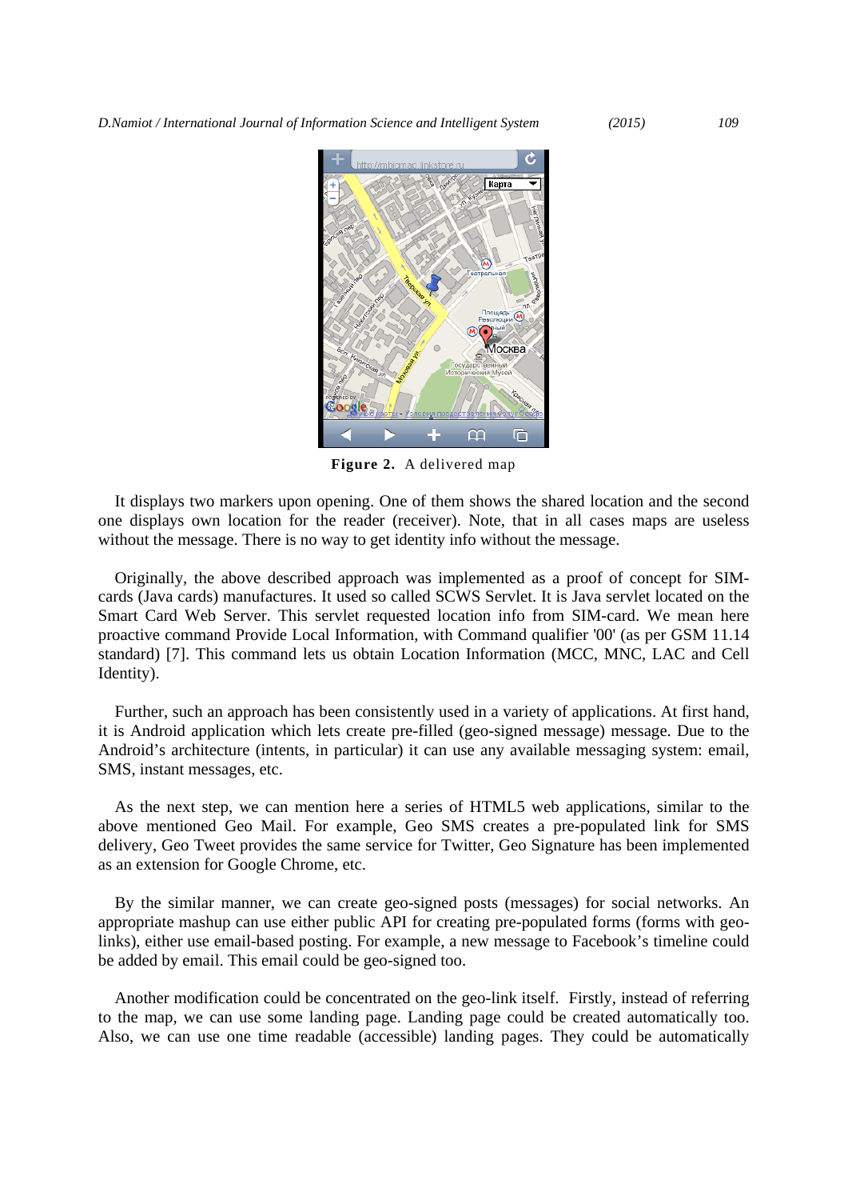**Figure 2.** A delivered map

It displays two markers upon opening. One of them shows the shared location and the second one displays own location for the reader (receiver). Note, that in all cases maps are useless without the message. There is no way to get identity info without the message.

Originally, the above described approach was implemented as a proof of concept for SIM-cards (Java cards) manufactures. It used so called SCWS Servlet. It is Java servlet located on the Smart Card Web Server. This servlet requested location info from SIM-card. We mean here proactive command Provide Local Information, with Command qualifier '00' (as per GSM 11.14 standard) [7]. This command lets us obtain Location Information (MCC, MNC, LAC and Cell Identity).

Further, such an approach has been consistently used in a variety of applications. At first hand, it is Android application which lets create pre-filled (geo-signed message) message. Due to the Android's architecture (intents, in particular) it can use any available messaging system: email, SMS, instant messages, etc.

As the next step, we can mention here a series of HTML5 web applications, similar to the above mentioned Geo Mail. For example, Geo SMS creates a pre-populated link for SMS delivery, Geo Tweet provides the same service for Twitter, Geo Signature has been implemented as an extension for Google Chrome, etc.

By the similar manner, we can create geo-signed posts (messages) for social networks. An appropriate mashup can use either public API for creating pre-populated forms (forms with geo-links), either use email-based posting. For example, a new message to Facebook's timeline could be added by email. This email could be geo-signed too.

Another modification could be concentrated on the geo-link itself. Firstly, instead of referring to the map, we can use some landing page. Landing page could be created automatically too. Also, we can use one time readable (accessible) landing pages. They could be automatically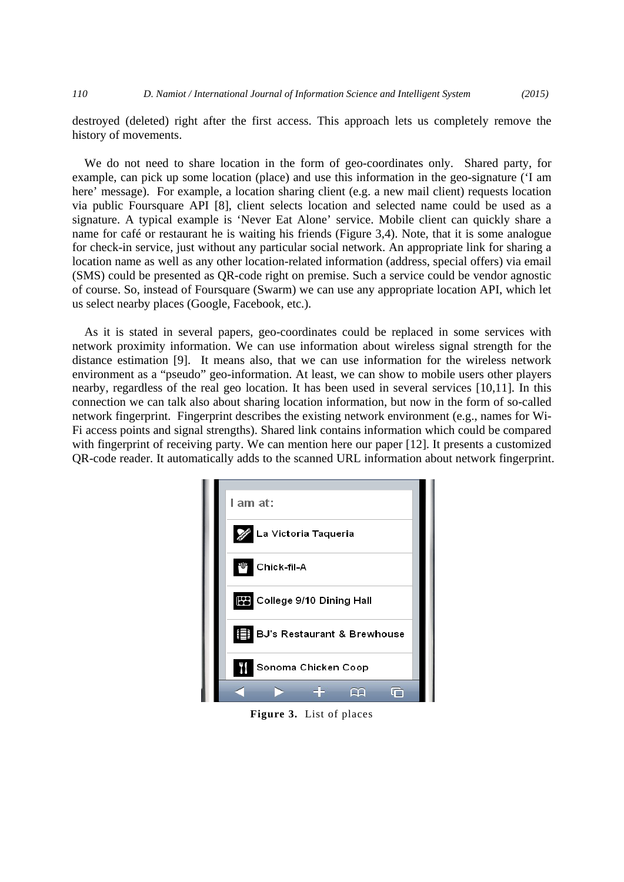destroyed (deleted) right after the first access. This approach lets us completely remove the history of movements.

We do not need to share location in the form of geo-coordinates only. Shared party, for example, can pick up some location (place) and use this information in the geo-signature ('I am here' message). For example, a location sharing client (e.g. a new mail client) requests location via public Foursquare API [8], client selects location and selected name could be used as a signature. A typical example is 'Never Eat Alone' service. Mobile client can quickly share a name for café or restaurant he is waiting his friends (Figure 3,4). Note, that it is some analogue for check-in service, just without any particular social network. An appropriate link for sharing a location name as well as any other location-related information (address, special offers) via email (SMS) could be presented as QR-code right on premise. Such a service could be vendor agnostic of course. So, instead of Foursquare (Swarm) we can use any appropriate location API, which let us select nearby places (Google, Facebook, etc.).

As it is stated in several papers, geo-coordinates could be replaced in some services with network proximity information. We can use information about wireless signal strength for the distance estimation [9]. It means also, that we can use information for the wireless network environment as a "pseudo" geo-information. At least, we can show to mobile users other players nearby, regardless of the real geo location. It has been used in several services [10,11]. In this connection we can talk also about sharing location information, but now in the form of so-called network fingerprint. Fingerprint describes the existing network environment (e.g., names for Wi-Fi access points and signal strengths). Shared link contains information which could be compared with fingerprint of receiving party. We can mention here our paper [12]. It presents a customized QR-code reader. It automatically adds to the scanned URL information about network fingerprint.

I am at:
- La Victoria Taqueria
- Chick-fil-A
- College 9/10 Dining Hall
- BJ's Restaurant & Brewhouse
- Sonoma Chicken Coop

**Figure 3.** List of places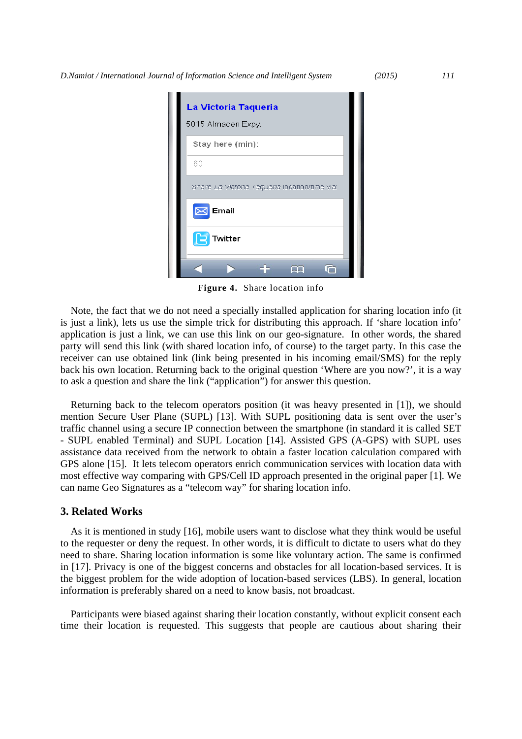**Figure 4.** Share location info

Note, the fact that we do not need a specially installed application for sharing location info (it is just a link), lets us use the simple trick for distributing this approach. If 'share location info' application is just a link, we can use this link on our geo-signature. In other words, the shared party will send this link (with shared location info, of course) to the target party. In this case the receiver can use obtained link (link being presented in his incoming email/SMS) for the reply back his own location. Returning back to the original question 'Where are you now?', it is a way to ask a question and share the link ("application") for answer this question.

Returning back to the telecom operators position (it was heavy presented in [1]), we should mention Secure User Plane (SUPL) [13]. With SUPL positioning data is sent over the user's traffic channel using a secure IP connection between the smartphone (in standard it is called SET - SUPL enabled Terminal) and SUPL Location [14]. Assisted GPS (A-GPS) with SUPL uses assistance data received from the network to obtain a faster location calculation compared with GPS alone [15]. It lets telecom operators enrich communication services with location data with most effective way comparing with GPS/Cell ID approach presented in the original paper [1]. We can name Geo Signatures as a "telecom way" for sharing location info.

## 3. Related Works

As it is mentioned in study [16], mobile users want to disclose what they think would be useful to the requester or deny the request. In other words, it is difficult to dictate to users what do they need to share. Sharing location information is some like voluntary action. The same is confirmed in [17]. Privacy is one of the biggest concerns and obstacles for all location-based services. It is the biggest problem for the wide adoption of location-based services (LBS). In general, location information is preferably shared on a need to know basis, not broadcast.

Participants were biased against sharing their location constantly, without explicit consent each time their location is requested. This suggests that people are cautious about sharing their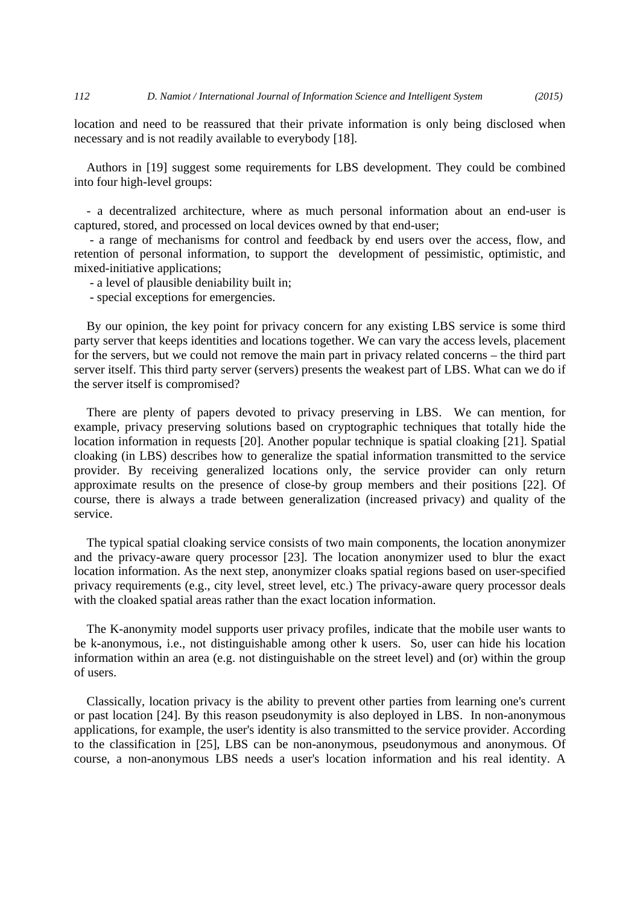location and need to be reassured that their private information is only being disclosed when necessary and is not readily available to everybody [18].

Authors in [19] suggest some requirements for LBS development. They could be combined into four high-level groups:

- a decentralized architecture, where as much personal information about an end-user is captured, stored, and processed on local devices owned by that end-user;
- a range of mechanisms for control and feedback by end users over the access, flow, and retention of personal information, to support the development of pessimistic, optimistic, and mixed-initiative applications;
- a level of plausible deniability built in;
- special exceptions for emergencies.

By our opinion, the key point for privacy concern for any existing LBS service is some third party server that keeps identities and locations together. We can vary the access levels, placement for the servers, but we could not remove the main part in privacy related concerns – the third part server itself. This third party server (servers) presents the weakest part of LBS. What can we do if the server itself is compromised?

There are plenty of papers devoted to privacy preserving in LBS. We can mention, for example, privacy preserving solutions based on cryptographic techniques that totally hide the location information in requests [20]. Another popular technique is spatial cloaking [21]. Spatial cloaking (in LBS) describes how to generalize the spatial information transmitted to the service provider. By receiving generalized locations only, the service provider can only return approximate results on the presence of close-by group members and their positions [22]. Of course, there is always a trade between generalization (increased privacy) and quality of the service.

The typical spatial cloaking service consists of two main components, the location anonymizer and the privacy-aware query processor [23]. The location anonymizer used to blur the exact location information. As the next step, anonymizer cloaks spatial regions based on user-specified privacy requirements (e.g., city level, street level, etc.) The privacy-aware query processor deals with the cloaked spatial areas rather than the exact location information.

The K-anonymity model supports user privacy profiles, indicate that the mobile user wants to be k-anonymous, i.e., not distinguishable among other k users. So, user can hide his location information within an area (e.g. not distinguishable on the street level) and (or) within the group of users.

Classically, location privacy is the ability to prevent other parties from learning one's current or past location [24]. By this reason pseudonymity is also deployed in LBS. In non-anonymous applications, for example, the user's identity is also transmitted to the service provider. According to the classification in [25], LBS can be non-anonymous, pseudonymous and anonymous. Of course, a non-anonymous LBS needs a user's location information and his real identity. A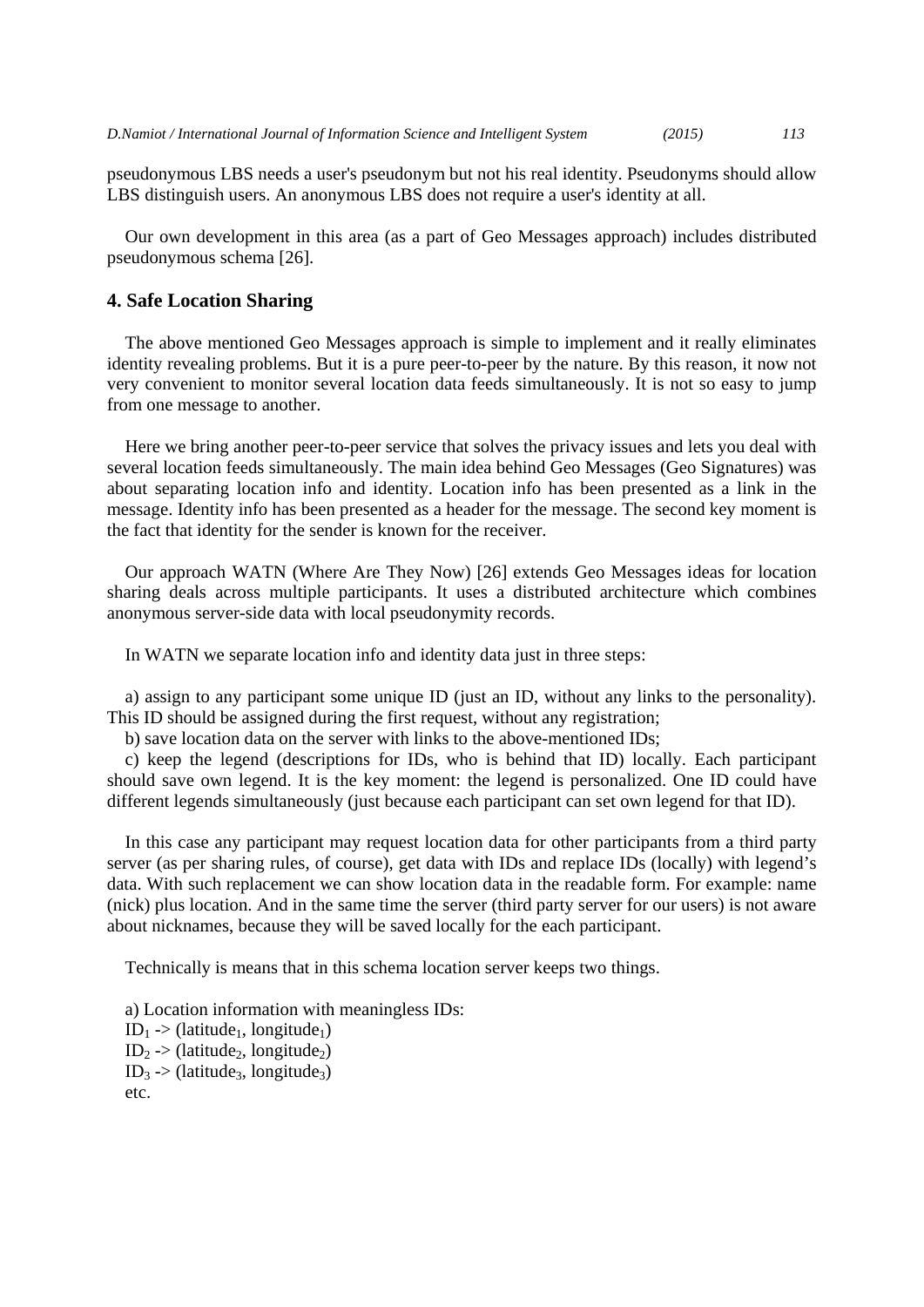pseudonymous LBS needs a user's pseudonym but not his real identity. Pseudonyms should allow LBS distinguish users. An anonymous LBS does not require a user's identity at all.

Our own development in this area (as a part of Geo Messages approach) includes distributed pseudonymous schema [26].

## 4. Safe Location Sharing

The above mentioned Geo Messages approach is simple to implement and it really eliminates identity revealing problems. But it is a pure peer-to-peer by the nature. By this reason, it now not very convenient to monitor several location data feeds simultaneously. It is not so easy to jump from one message to another.

Here we bring another peer-to-peer service that solves the privacy issues and lets you deal with several location feeds simultaneously. The main idea behind Geo Messages (Geo Signatures) was about separating location info and identity. Location info has been presented as a link in the message. Identity info has been presented as a header for the message. The second key moment is the fact that identity for the sender is known for the receiver.

Our approach WATN (Where Are They Now) [26] extends Geo Messages ideas for location sharing deals across multiple participants. It uses a distributed architecture which combines anonymous server-side data with local pseudonymity records.

In WATN we separate location info and identity data just in three steps:

a) assign to any participant some unique ID (just an ID, without any links to the personality). This ID should be assigned during the first request, without any registration;

b) save location data on the server with links to the above-mentioned IDs;

c) keep the legend (descriptions for IDs, who is behind that ID) locally. Each participant should save own legend. It is the key moment: the legend is personalized. One ID could have different legends simultaneously (just because each participant can set own legend for that ID).

In this case any participant may request location data for other participants from a third party server (as per sharing rules, of course), get data with IDs and replace IDs (locally) with legend's data. With such replacement we can show location data in the readable form. For example: name (nick) plus location. And in the same time the server (third party server for our users) is not aware about nicknames, because they will be saved locally for the each participant.

Technically is means that in this schema location server keeps two things.

a) Location information with meaningless IDs:

$ID_1$ -> ($latitude_1$, $longitude_1$)

$ID_2$ -> ($latitude_2$, $longitude_2$)

$ID_3$ -> ($latitude_3$, $longitude_3$)

etc.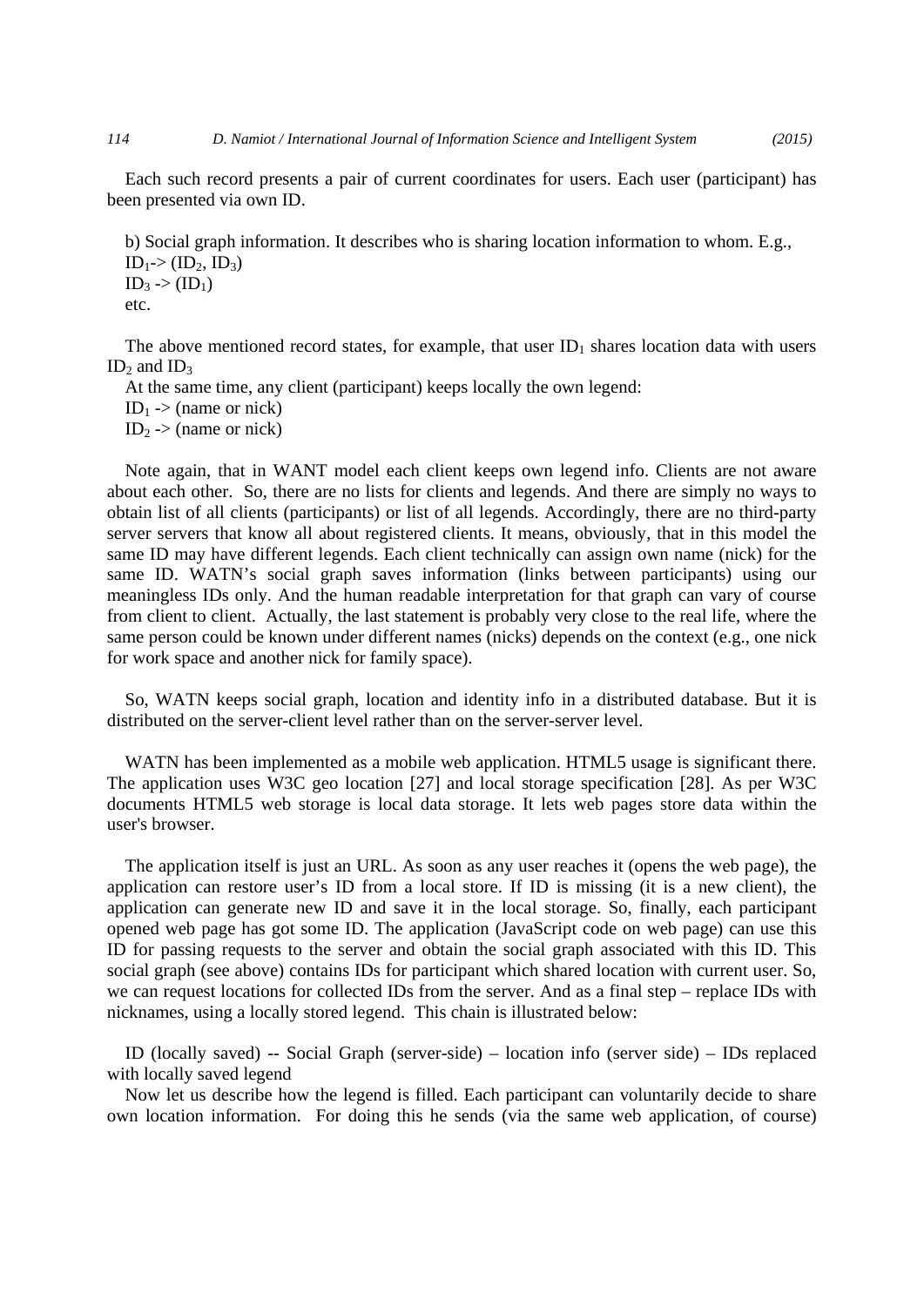Each such record presents a pair of current coordinates for users. Each user (participant) has been presented via own ID.

b) Social graph information. It describes who is sharing location information to whom. E.g.,
$ID_1$-> ($ID_2$, $ID_3$)
$ID_3$ -> ($ID_1$)
etc.

The above mentioned record states, for example, that user $ID_1$ shares location data with users $ID_2$ and $ID_3$

At the same time, any client (participant) keeps locally the own legend:
$ID_1$ -> (name or nick)
$ID_2$ -> (name or nick)

Note again, that in WANT model each client keeps own legend info. Clients are not aware about each other. So, there are no lists for clients and legends. And there are simply no ways to obtain list of all clients (participants) or list of all legends. Accordingly, there are no third-party server servers that know all about registered clients. It means, obviously, that in this model the same ID may have different legends. Each client technically can assign own name (nick) for the same ID. WATN's social graph saves information (links between participants) using our meaningless IDs only. And the human readable interpretation for that graph can vary of course from client to client. Actually, the last statement is probably very close to the real life, where the same person could be known under different names (nicks) depends on the context (e.g., one nick for work space and another nick for family space).

So, WATN keeps social graph, location and identity info in a distributed database. But it is distributed on the server-client level rather than on the server-server level.

WATN has been implemented as a mobile web application. HTML5 usage is significant there. The application uses W3C geo location [27] and local storage specification [28]. As per W3C documents HTML5 web storage is local data storage. It lets web pages store data within the user's browser.

The application itself is just an URL. As soon as any user reaches it (opens the web page), the application can restore user's ID from a local store. If ID is missing (it is a new client), the application can generate new ID and save it in the local storage. So, finally, each participant opened web page has got some ID. The application (JavaScript code on web page) can use this ID for passing requests to the server and obtain the social graph associated with this ID. This social graph (see above) contains IDs for participant which shared location with current user. So, we can request locations for collected IDs from the server. And as a final step – replace IDs with nicknames, using a locally stored legend. This chain is illustrated below:

ID (locally saved) -- Social Graph (server-side) – location info (server side) – IDs replaced with locally saved legend

Now let us describe how the legend is filled. Each participant can voluntarily decide to share own location information. For doing this he sends (via the same web application, of course)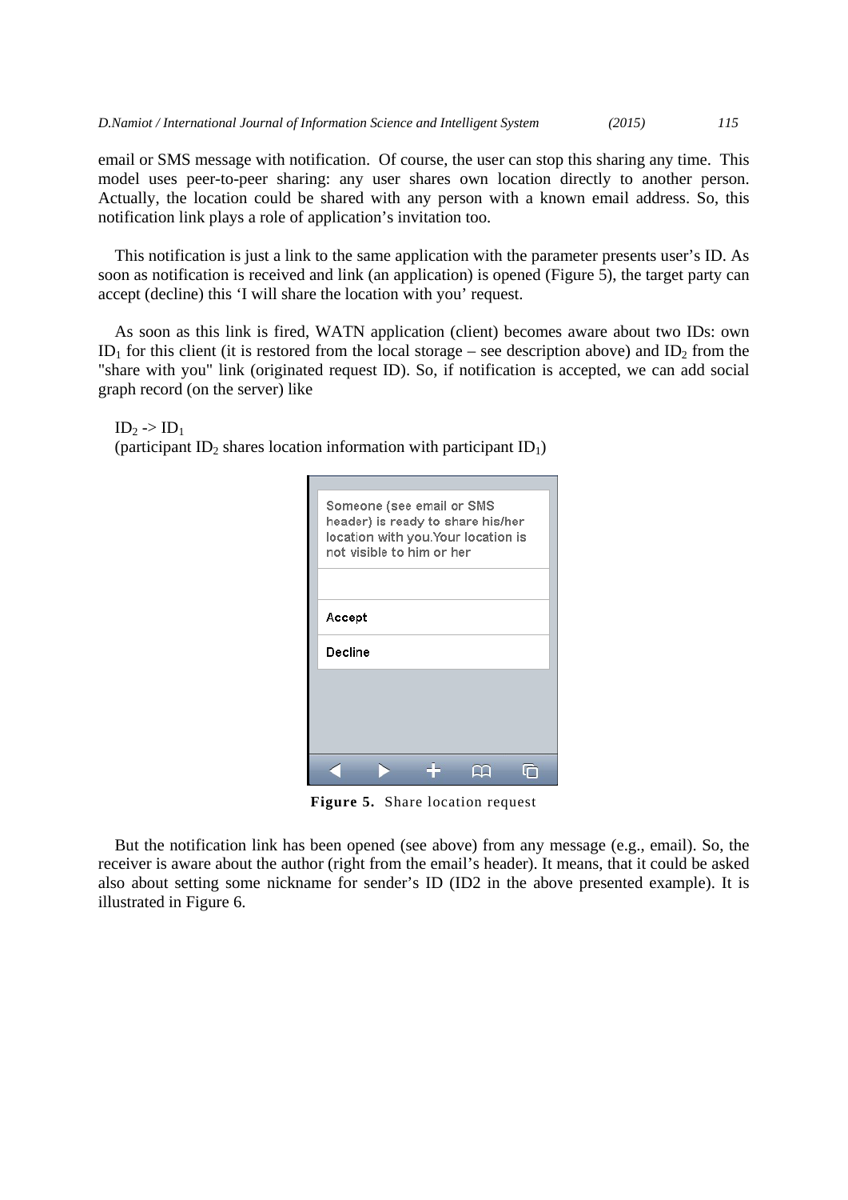email or SMS message with notification. Of course, the user can stop this sharing any time. This model uses peer-to-peer sharing: any user shares own location directly to another person. Actually, the location could be shared with any person with a known email address. So, this notification link plays a role of application's invitation too.

This notification is just a link to the same application with the parameter presents user's ID. As soon as notification is received and link (an application) is opened (Figure 5), the target party can accept (decline) this 'I will share the location with you' request.

As soon as this link is fired, WATN application (client) becomes aware about two IDs: own $ID_1$ for this client (it is restored from the local storage – see description above) and $ID_2$ from the "share with you" link (originated request ID). So, if notification is accepted, we can add social graph record (on the server) like

$ID_2$ -> $ID_1$
(participant $ID_2$ shares location information with participant $ID_1$)

Someone (see email or SMS header) is ready to share his/her location with you.Your location is not visible to him or her

Accept

Decline

**Figure 5.** Share location request

But the notification link has been opened (see above) from any message (e.g., email). So, the receiver is aware about the author (right from the email's header). It means, that it could be asked also about setting some nickname for sender's ID (ID2 in the above presented example). It is illustrated in Figure 6.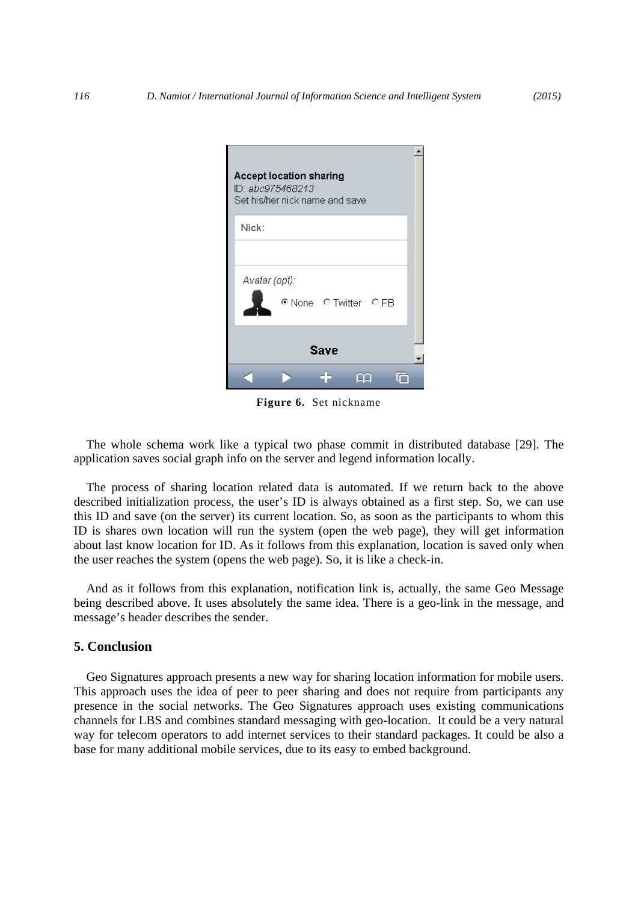**Figure 6.** Set nickname

The whole schema work like a typical two phase commit in distributed database [29]. The application saves social graph info on the server and legend information locally.

The process of sharing location related data is automated. If we return back to the above described initialization process, the user's ID is always obtained as a first step. So, we can use this ID and save (on the server) its current location. So, as soon as the participants to whom this ID is shares own location will run the system (open the web page), they will get information about last know location for ID. As it follows from this explanation, location is saved only when the user reaches the system (opens the web page). So, it is like a check-in.

And as it follows from this explanation, notification link is, actually, the same Geo Message being described above. It uses absolutely the same idea. There is a geo-link in the message, and message's header describes the sender.

## 5. Conclusion

Geo Signatures approach presents a new way for sharing location information for mobile users. This approach uses the idea of peer to peer sharing and does not require from participants any presence in the social networks. The Geo Signatures approach uses existing communications channels for LBS and combines standard messaging with geo-location. It could be a very natural way for telecom operators to add internet services to their standard packages. It could be also a base for many additional mobile services, due to its easy to embed background.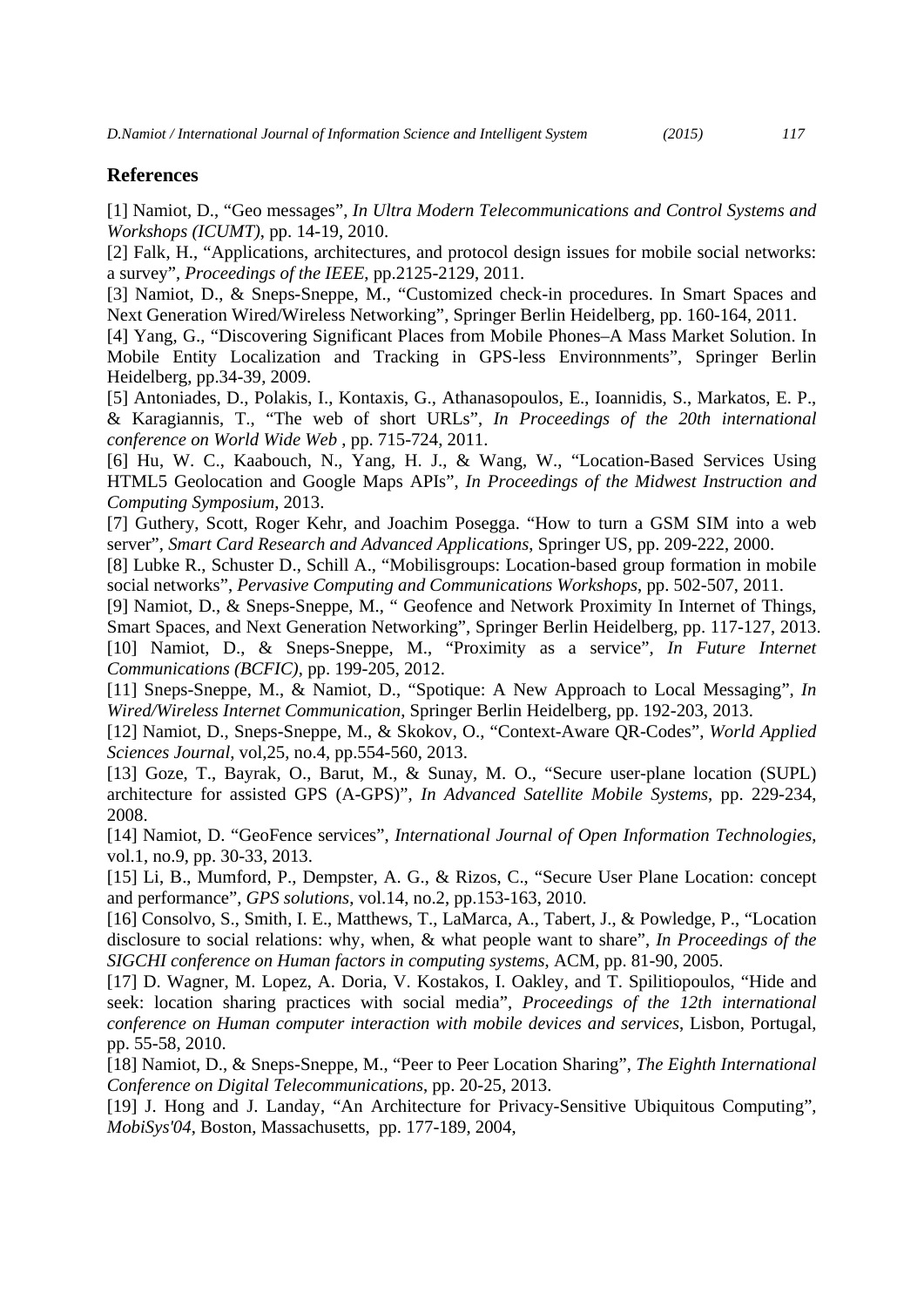## References

[1] Namiot, D., “Geo messages”, *In Ultra Modern Telecommunications and Control Systems and Workshops (ICUMT)*, pp. 14-19, 2010.

[2] Falk, H., “Applications, architectures, and protocol design issues for mobile social networks: a survey”, *Proceedings of the IEEE*, pp.2125-2129, 2011.

[3] Namiot, D., & Sneps-Sneppe, M., “Customized check-in procedures. In Smart Spaces and Next Generation Wired/Wireless Networking”, Springer Berlin Heidelberg, pp. 160-164, 2011.

[4] Yang, G., “Discovering Significant Places from Mobile Phones–A Mass Market Solution. In Mobile Entity Localization and Tracking in GPS-less Environnments”, Springer Berlin Heidelberg, pp.34-39, 2009.

[5] Antoniades, D., Polakis, I., Kontaxis, G., Athanasopoulos, E., Ioannidis, S., Markatos, E. P., & Karagiannis, T., “The web of short URLs”, *In Proceedings of the 20th international conference on World Wide Web* , pp. 715-724, 2011.

[6] Hu, W. C., Kaabouch, N., Yang, H. J., & Wang, W., “Location-Based Services Using HTML5 Geolocation and Google Maps APIs”, *In Proceedings of the Midwest Instruction and Computing Symposium*, 2013.

[7] Guthery, Scott, Roger Kehr, and Joachim Posegga. “How to turn a GSM SIM into a web server”, *Smart Card Research and Advanced Applications*, Springer US, pp. 209-222, 2000.

[8] Lubke R., Schuster D., Schill A., “Mobilisgroups: Location-based group formation in mobile social networks”, *Pervasive Computing and Communications Workshops*, pp. 502-507, 2011.

[9] Namiot, D., & Sneps-Sneppe, M., “ Geofence and Network Proximity In Internet of Things, Smart Spaces, and Next Generation Networking”, Springer Berlin Heidelberg, pp. 117-127, 2013.

[10] Namiot, D., & Sneps-Sneppe, M., “Proximity as a service”, *In Future Internet Communications (BCFIC)*, pp. 199-205, 2012.

[11] Sneps-Sneppe, M., & Namiot, D., “Spotique: A New Approach to Local Messaging”, *In Wired/Wireless Internet Communication*, Springer Berlin Heidelberg, pp. 192-203, 2013.

[12] Namiot, D., Sneps-Sneppe, M., & Skokov, O., “Context-Aware QR-Codes”, *World Applied Sciences Journal*, vol,25, no.4, pp.554-560, 2013.

[13] Goze, T., Bayrak, O., Barut, M., & Sunay, M. O., “Secure user-plane location (SUPL) architecture for assisted GPS (A-GPS)”, *In Advanced Satellite Mobile Systems*, pp. 229-234, 2008.

[14] Namiot, D. “GeoFence services”, *International Journal of Open Information Technologies*, vol.1, no.9, pp. 30-33, 2013.

[15] Li, B., Mumford, P., Dempster, A. G., & Rizos, C., “Secure User Plane Location: concept and performance”, *GPS solutions*, vol.14, no.2, pp.153-163, 2010.

[16] Consolvo, S., Smith, I. E., Matthews, T., LaMarca, A., Tabert, J., & Powledge, P., “Location disclosure to social relations: why, when, & what people want to share”, *In Proceedings of the SIGCHI conference on Human factors in computing systems*, ACM, pp. 81-90, 2005.

[17] D. Wagner, M. Lopez, A. Doria, V. Kostakos, I. Oakley, and T. Spilitiopoulos, “Hide and seek: location sharing practices with social media”, *Proceedings of the 12th international conference on Human computer interaction with mobile devices and services*, Lisbon, Portugal, pp. 55-58, 2010.

[18] Namiot, D., & Sneps-Sneppe, M., “Peer to Peer Location Sharing”, *The Eighth International Conference on Digital Telecommunications*, pp. 20-25, 2013.

[19] J. Hong and J. Landay, “An Architecture for Privacy-Sensitive Ubiquitous Computing”, *MobiSys'04*, Boston, Massachusetts, pp. 177-189, 2004,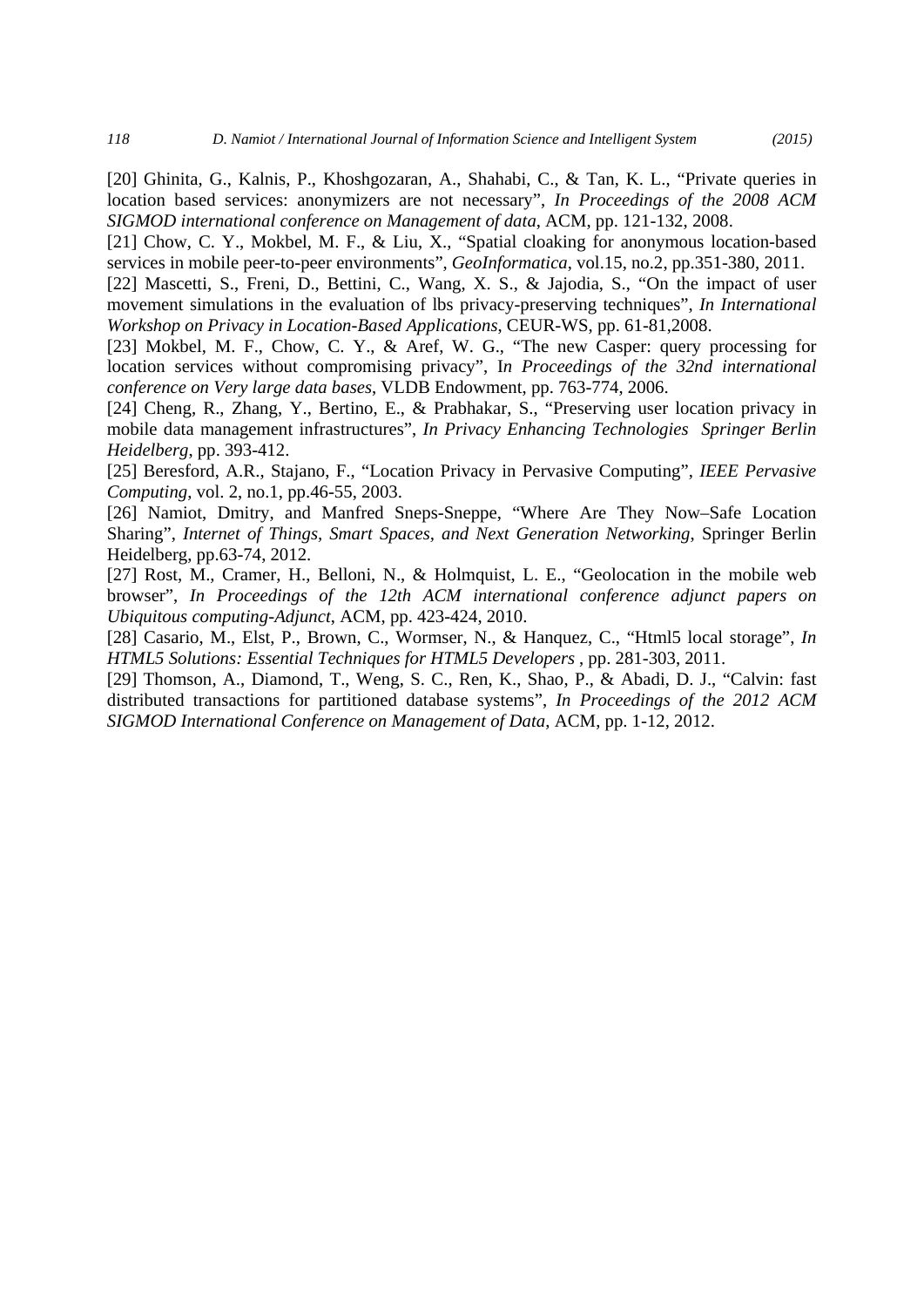[20] Ghinita, G., Kalnis, P., Khoshgozaran, A., Shahabi, C., & Tan, K. L., "Private queries in location based services: anonymizers are not necessary", *In Proceedings of the 2008 ACM SIGMOD international conference on Management of data*, ACM, pp. 121-132, 2008.

[21] Chow, C. Y., Mokbel, M. F., & Liu, X., "Spatial cloaking for anonymous location-based services in mobile peer-to-peer environments", *GeoInformatica*, vol.15, no.2, pp.351-380, 2011.

[22] Mascetti, S., Freni, D., Bettini, C., Wang, X. S., & Jajodia, S., "On the impact of user movement simulations in the evaluation of lbs privacy-preserving techniques", *In International Workshop on Privacy in Location-Based Applications*, CEUR-WS, pp. 61-81,2008.

[23] Mokbel, M. F., Chow, C. Y., & Aref, W. G., "The new Casper: query processing for location services without compromising privacy", I*n Proceedings of the 32nd international conference on Very large data bases*, VLDB Endowment, pp. 763-774, 2006.

[24] Cheng, R., Zhang, Y., Bertino, E., & Prabhakar, S., "Preserving user location privacy in mobile data management infrastructures", *In Privacy Enhancing Technologies Springer Berlin Heidelberg*, pp. 393-412.

[25] Beresford, A.R., Stajano, F., "Location Privacy in Pervasive Computing", *IEEE Pervasive Computing*, vol. 2, no.1, pp.46-55, 2003.

[26] Namiot, Dmitry, and Manfred Sneps-Sneppe, "Where Are They Now–Safe Location Sharing", *Internet of Things, Smart Spaces, and Next Generation Networking*, Springer Berlin Heidelberg, pp.63-74, 2012.

[27] Rost, M., Cramer, H., Belloni, N., & Holmquist, L. E., "Geolocation in the mobile web browser", *In Proceedings of the 12th ACM international conference adjunct papers on Ubiquitous computing-Adjunct*, ACM, pp. 423-424, 2010.

[28] Casario, M., Elst, P., Brown, C., Wormser, N., & Hanquez, C., "Html5 local storage", *In HTML5 Solutions: Essential Techniques for HTML5 Developers* , pp. 281-303, 2011.

[29] Thomson, A., Diamond, T., Weng, S. C., Ren, K., Shao, P., & Abadi, D. J., "Calvin: fast distributed transactions for partitioned database systems", *In Proceedings of the 2012 ACM SIGMOD International Conference on Management of Data*, ACM, pp. 1-12, 2012.